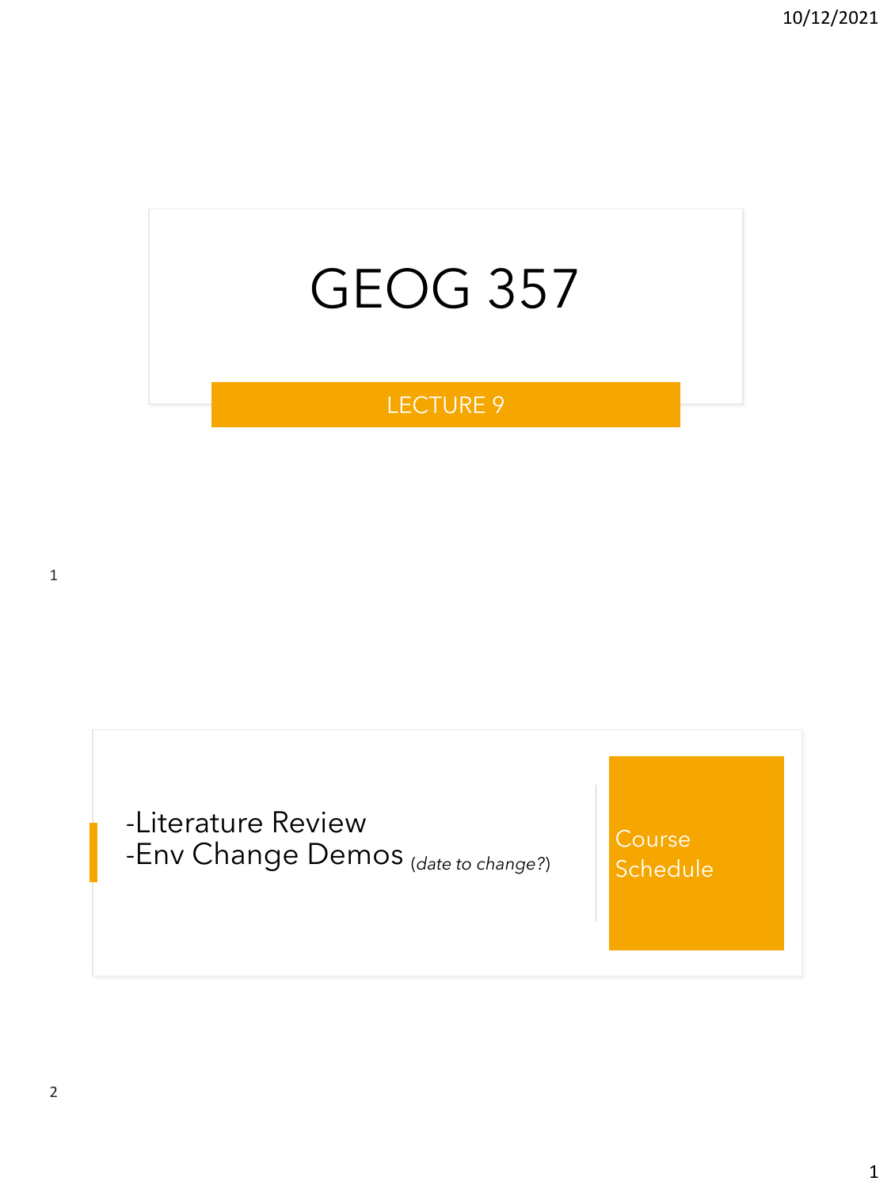# GEOG 357

## LECTURE 9

## Course Schedule

- Literature Review
- Env Change Demos *(date to change?)*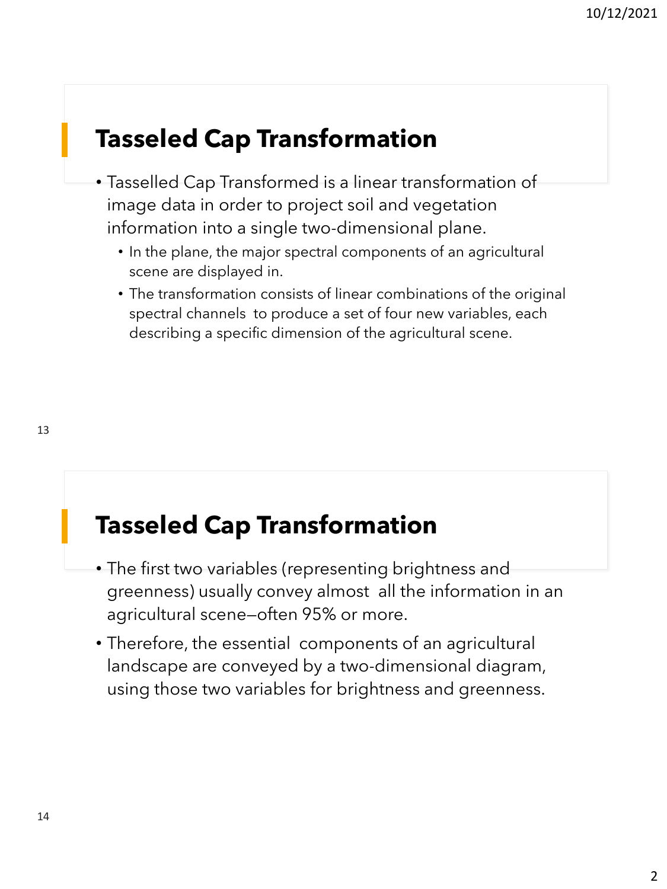## Tasseled Cap Transformation

- Tasselled Cap Transformed is a linear transformation of image data in order to project soil and vegetation information into a single two-dimensional plane.
  - In the plane, the major spectral components of an agricultural scene are displayed in.
  - The transformation consists of linear combinations of the original spectral channels to produce a set of four new variables, each describing a specific dimension of the agricultural scene.

## Tasseled Cap Transformation

- The first two variables (representing brightness and greenness) usually convey almost all the information in an agricultural scene—often 95% or more.
- Therefore, the essential components of an agricultural landscape are conveyed by a two-dimensional diagram, using those two variables for brightness and greenness.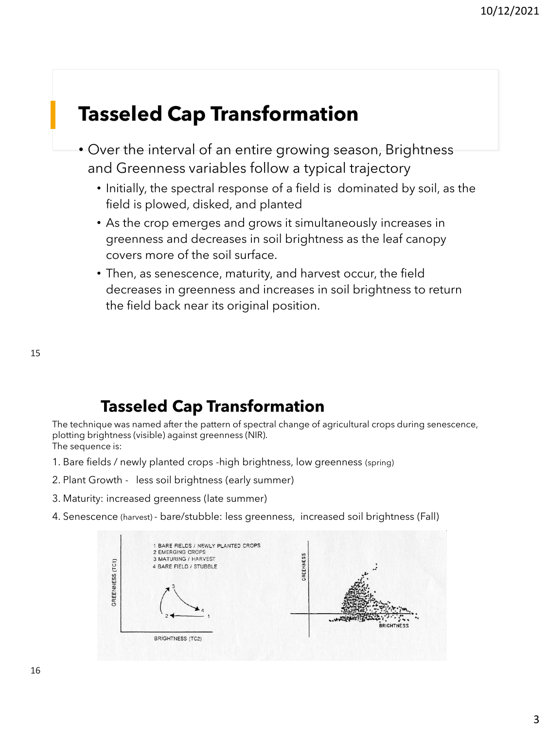# Tasseled Cap Transformation

- Over the interval of an entire growing season, Brightness and Greenness variables follow a typical trajectory
  - Initially, the spectral response of a field is dominated by soil, as the field is plowed, disked, and planted
  - As the crop emerges and grows it simultaneously increases in greenness and decreases in soil brightness as the leaf canopy covers more of the soil surface.
  - Then, as senescence, maturity, and harvest occur, the field decreases in greenness and increases in soil brightness to return the field back near its original position.

## Tasseled Cap Transformation

The technique was named after the pattern of spectral change of agricultural crops during senescence, plotting brightness (visible) against greenness (NIR).
The sequence is:

1. Bare fields / newly planted crops -high brightness, low greenness (spring)
2. Plant Growth - less soil brightness (early summer)
3. Maturity: increased greenness (late summer)
4. Senescence (harvest) - bare/stubble: less greenness, increased soil brightness (Fall)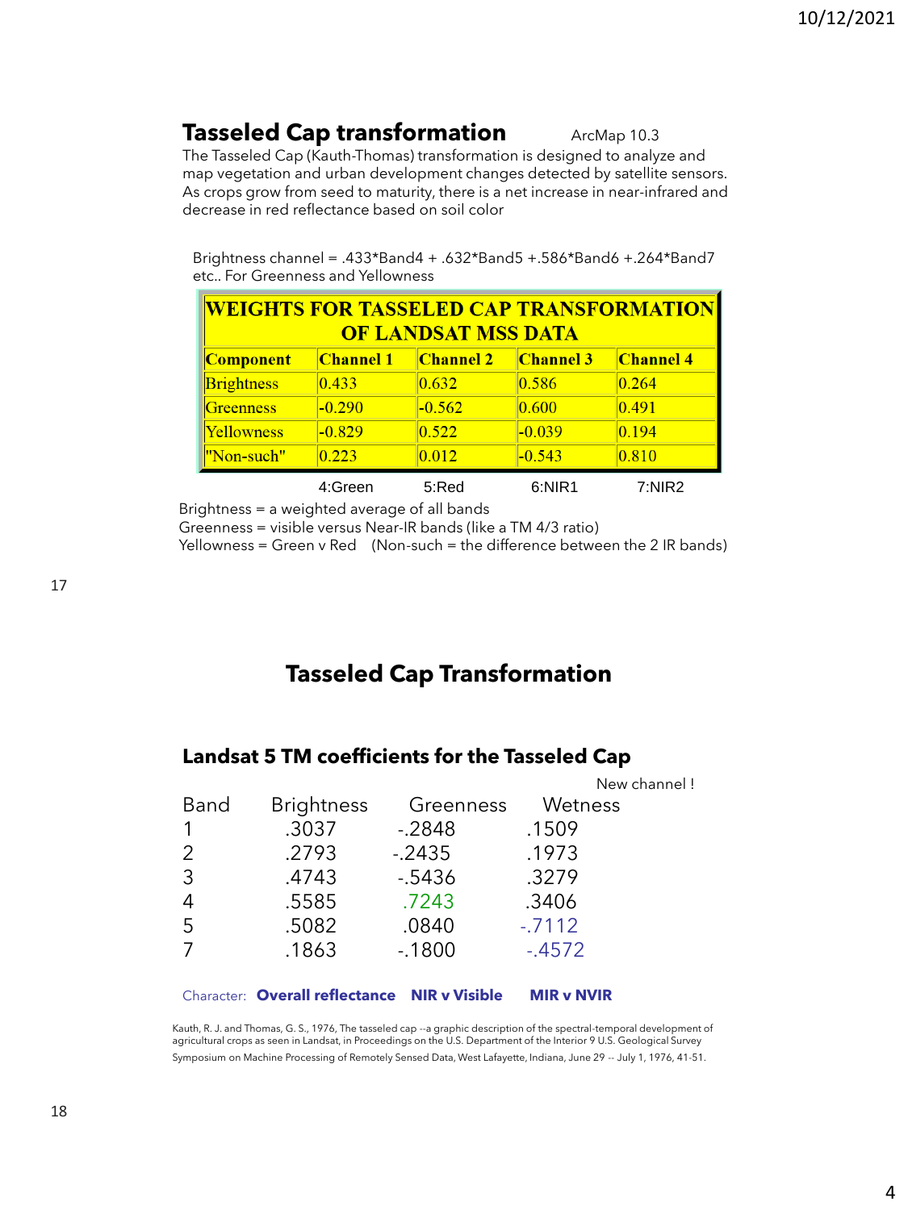## Tasseled Cap transformation

ArcMap 10.3

The Tasseled Cap (Kauth-Thomas) transformation is designed to analyze and map vegetation and urban development changes detected by satellite sensors. As crops grow from seed to maturity, there is a net increase in near-infrared and decrease in red reflectance based on soil color

Brightness channel = .433*Band4 + .632*Band5 +.586*Band6 +.264*Band7 etc.. For Greenness and Yellowness

**WEIGHTS FOR TASSELED CAP TRANSFORMATION OF LANDSAT MSS DATA**

| Component | Channel 1 | Channel 2 | Channel 3 | Channel 4 |
|---|---|---|---|---|
| Brightness | 0.433 | 0.632 | 0.586 | 0.264 |
| Greenness | -0.290 | -0.562 | 0.600 | 0.491 |
| Yellowness | -0.829 | 0.522 | -0.039 | 0.194 |
| "Non-such" | 0.223 | 0.012 | -0.543 | 0.810 |
| | 4:Green | 5:Red | 6:NIR1 | 7:NIR2 |

Brightness = a weighted average of all bands
Greenness = visible versus Near-IR bands (like a TM 4/3 ratio)
Yellowness = Green v Red (Non-such = the difference between the 2 IR bands)

## Tasseled Cap Transformation

### Landsat 5 TM coefficients for the Tasseled Cap

| Band | Brightness | Greenness | Wetness (New channel !) |
|---|---|---|---|
| 1 | .3037 | -.2848 | .1509 |
| 2 | .2793 | -.2435 | .1973 |
| 3 | .4743 | -.5436 | .3279 |
| 4 | .5585 | .7243 | .3406 |
| 5 | .5082 | .0840 | -.7112 |
| 7 | .1863 | -.1800 | -.4572 |
| Character: | **Overall reflectance** | **NIR v Visible** | **MIR v NVIR** |

Kauth, R. J. and Thomas, G. S., 1976, The tasseled cap --a graphic description of the spectral-temporal development of agricultural crops as seen in Landsat, in Proceedings on the U.S. Department of the Interior 9 U.S. Geological Survey Symposium on Machine Processing of Remotely Sensed Data, West Lafayette, Indiana, June 29 -- July 1, 1976, 41-51.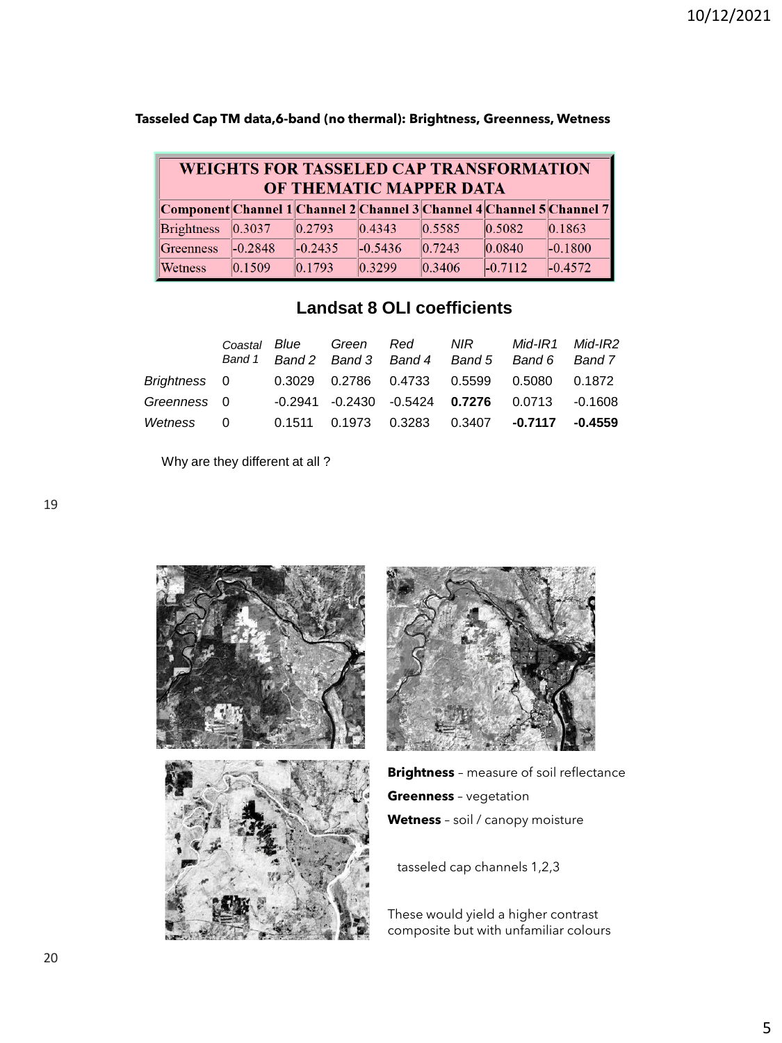**Tasseled Cap TM data,6-band (no thermal): Brightness, Greenness, Wetness**

| WEIGHTS FOR TASSELED CAP TRANSFORMATION OF THEMATIC MAPPER DATA | | | | | | |
|---|---|---|---|---|---|---|
| Component | Channel 1 | Channel 2 | Channel 3 | Channel 4 | Channel 5 | Channel 7 |
| Brightness | 0.3037 | 0.2793 | 0.4343 | 0.5585 | 0.5082 | 0.1863 |
| Greenness | -0.2848 | -0.2435 | -0.5436 | 0.7243 | 0.0840 | -0.1800 |
| Wetness | 0.1509 | 0.1793 | 0.3299 | 0.3406 | -0.7112 | -0.4572 |

## Landsat 8 OLI coefficients

| | *Coastal Band 1* | *Blue Band 2* | *Green Band 3* | *Red Band 4* | *NIR Band 5* | *Mid-IR1 Band 6* | *Mid-IR2 Band 7* |
|---|---|---|---|---|---|---|---|
| *Brightness* | 0 | 0.3029 | 0.2786 | 0.4733 | 0.5599 | 0.5080 | 0.1872 |
| *Greenness* | 0 | -0.2941 | -0.2430 | -0.5424 | **0.7276** | 0.0713 | -0.1608 |
| *Wetness* | 0 | 0.1511 | 0.1973 | 0.3283 | 0.3407 | **-0.7117** | **-0.4559** |

Why are they different at all ?

**Brightness** – measure of soil reflectance

**Greenness** – vegetation

**Wetness** – soil / canopy moisture

tasseled cap channels 1,2,3

These would yield a higher contrast composite but with unfamiliar colours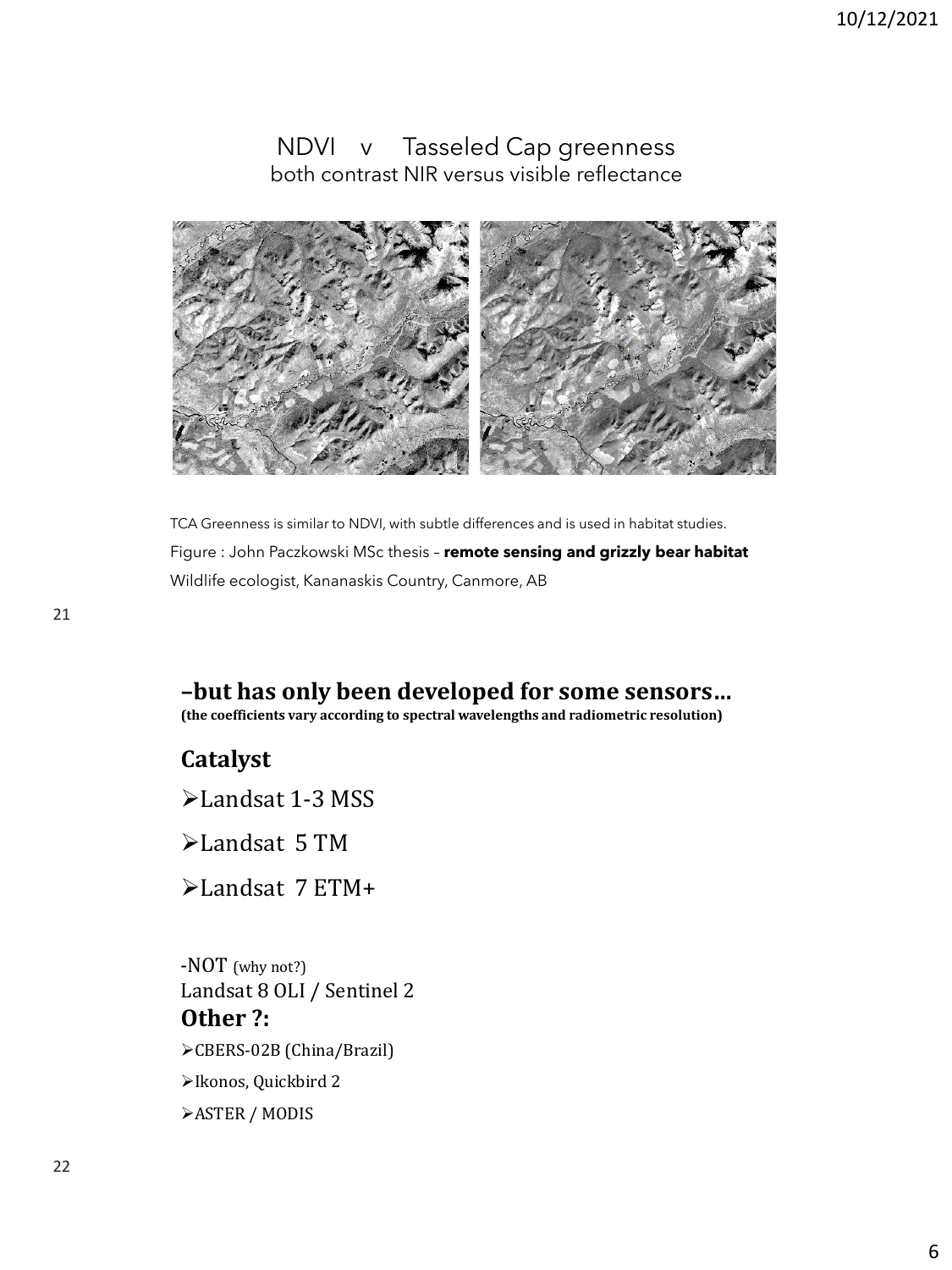## NDVI v Tasseled Cap greenness

both contrast NIR versus visible reflectance

TCA Greenness is similar to NDVI, with subtle differences and is used in habitat studies.

Figure : John Paczkowski MSc thesis – **remote sensing and grizzly bear habitat**

Wildlife ecologist, Kananaskis Country, Canmore, AB

## –but has only been developed for some sensors…

**(the coefficients vary according to spectral wavelengths and radiometric resolution)**

### Catalyst

- Landsat 1-3 MSS
- Landsat 5 TM
- Landsat 7 ETM+

-NOT (why not?)
Landsat 8 OLI / Sentinel 2

### Other ?:

- CBERS-02B (China/Brazil)
- Ikonos, Quickbird 2
- ASTER / MODIS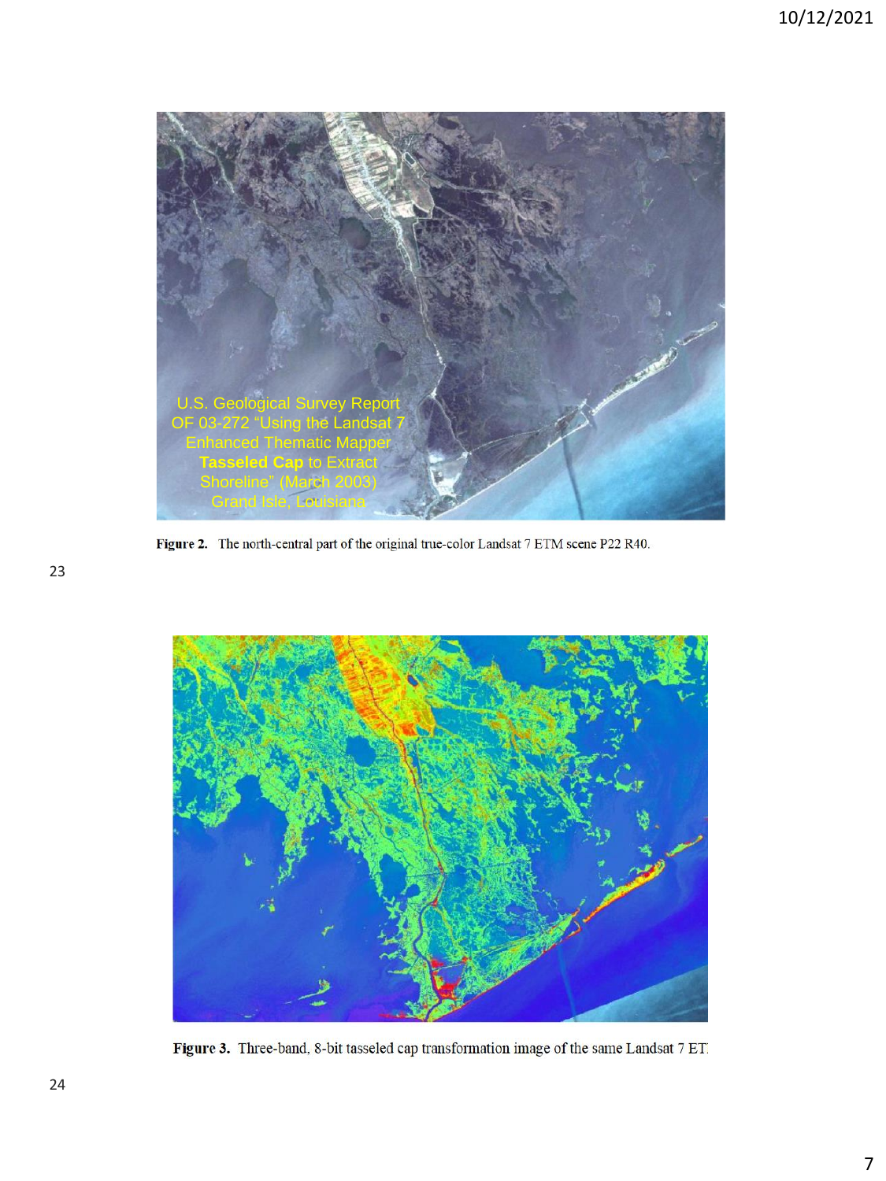U.S. Geological Survey Report OF 03-272 "Using the Landsat 7 Enhanced Thematic Mapper **Tasseled Cap** to Extract Shoreline" (March 2003) Grand Isle, Louisiana

**Figure 2.** The north-central part of the original true-color Landsat 7 ETM scene P22 R40.

23

**Figure 3.** Three-band, 8-bit tasseled cap transformation image of the same Landsat 7 ET

24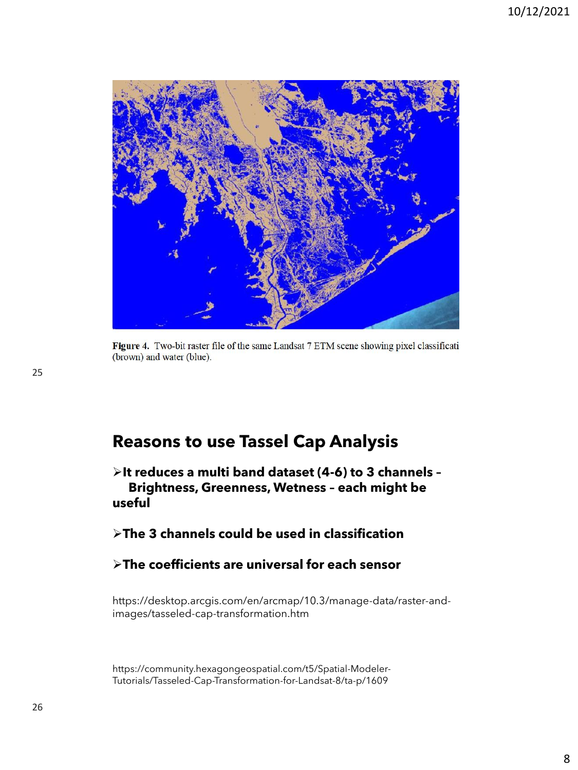Figure 4. Two-bit raster file of the same Landsat 7 ETM scene showing pixel classificati (brown) and water (blue).

## Reasons to use Tassel Cap Analysis

- **It reduces a multi band dataset (4-6) to 3 channels – Brightness, Greenness, Wetness – each might be useful**
- **The 3 channels could be used in classification**
- **The coefficients are universal for each sensor**

https://desktop.arcgis.com/en/arcmap/10.3/manage-data/raster-and-images/tasseled-cap-transformation.htm

https://community.hexagongeospatial.com/t5/Spatial-Modeler-Tutorials/Tasseled-Cap-Transformation-for-Landsat-8/ta-p/1609